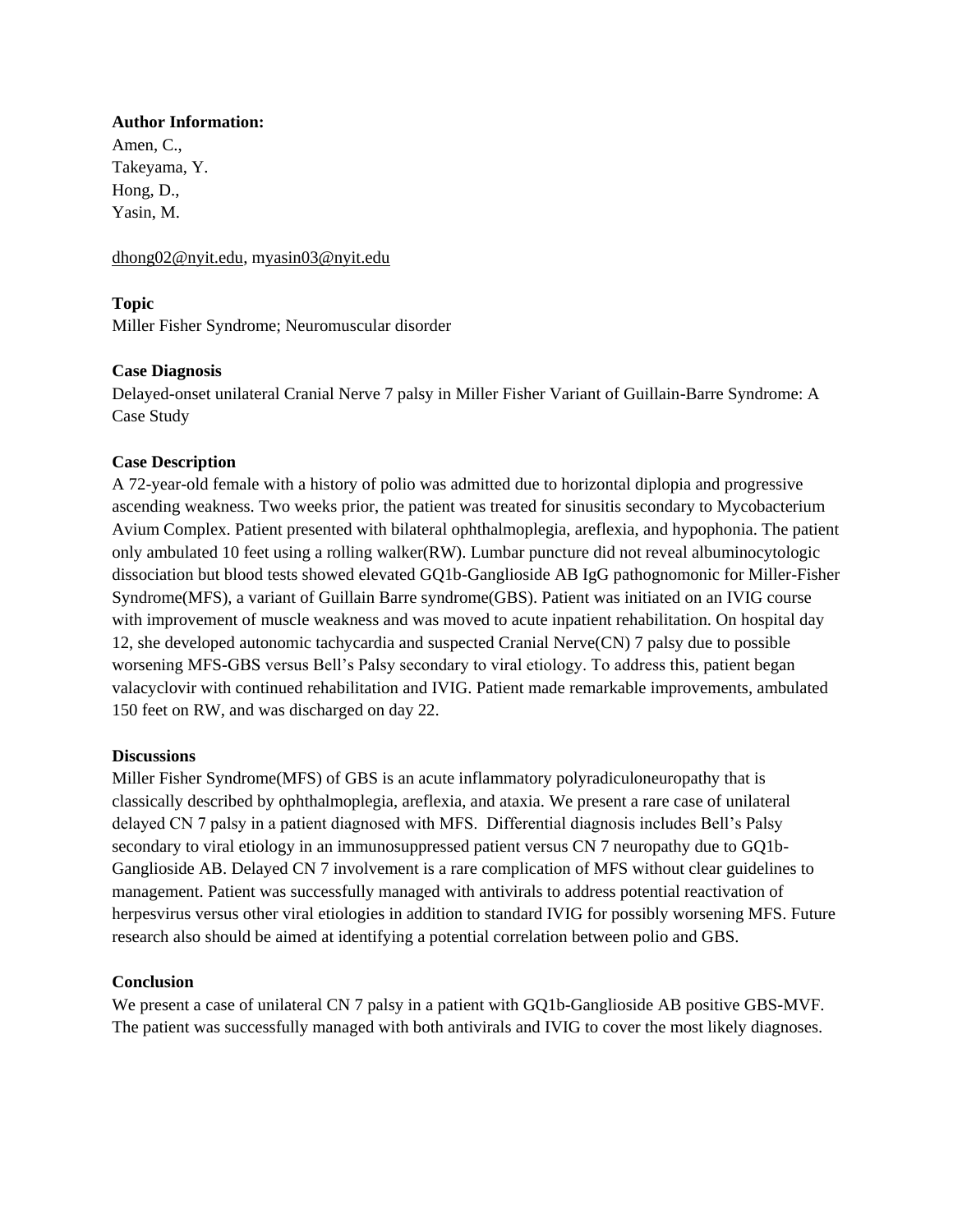**Author Information:**

Amen, C.,
Takeyama, Y.
Hong, D.,
Yasin, M.

dhong02@nyit.edu, myasin03@nyit.edu

**Topic**

Miller Fisher Syndrome; Neuromuscular disorder

**Case Diagnosis**

Delayed-onset unilateral Cranial Nerve 7 palsy in Miller Fisher Variant of Guillain-Barre Syndrome: A Case Study

**Case Description**

A 72-year-old female with a history of polio was admitted due to horizontal diplopia and progressive ascending weakness. Two weeks prior, the patient was treated for sinusitis secondary to Mycobacterium Avium Complex. Patient presented with bilateral ophthalmoplegia, areflexia, and hypophonia. The patient only ambulated 10 feet using a rolling walker(RW). Lumbar puncture did not reveal albuminocytologic dissociation but blood tests showed elevated GQ1b-Ganglioside AB IgG pathognomonic for Miller-Fisher Syndrome(MFS), a variant of Guillain Barre syndrome(GBS). Patient was initiated on an IVIG course with improvement of muscle weakness and was moved to acute inpatient rehabilitation. On hospital day 12, she developed autonomic tachycardia and suspected Cranial Nerve(CN) 7 palsy due to possible worsening MFS-GBS versus Bell's Palsy secondary to viral etiology. To address this, patient began valacyclovir with continued rehabilitation and IVIG. Patient made remarkable improvements, ambulated 150 feet on RW, and was discharged on day 22.

**Discussions**

Miller Fisher Syndrome(MFS) of GBS is an acute inflammatory polyradiculoneuropathy that is classically described by ophthalmoplegia, areflexia, and ataxia. We present a rare case of unilateral delayed CN 7 palsy in a patient diagnosed with MFS. Differential diagnosis includes Bell's Palsy secondary to viral etiology in an immunosuppressed patient versus CN 7 neuropathy due to GQ1b-Ganglioside AB. Delayed CN 7 involvement is a rare complication of MFS without clear guidelines to management. Patient was successfully managed with antivirals to address potential reactivation of herpesvirus versus other viral etiologies in addition to standard IVIG for possibly worsening MFS. Future research also should be aimed at identifying a potential correlation between polio and GBS.

**Conclusion**

We present a case of unilateral CN 7 palsy in a patient with GQ1b-Ganglioside AB positive GBS-MVF. The patient was successfully managed with both antivirals and IVIG to cover the most likely diagnoses.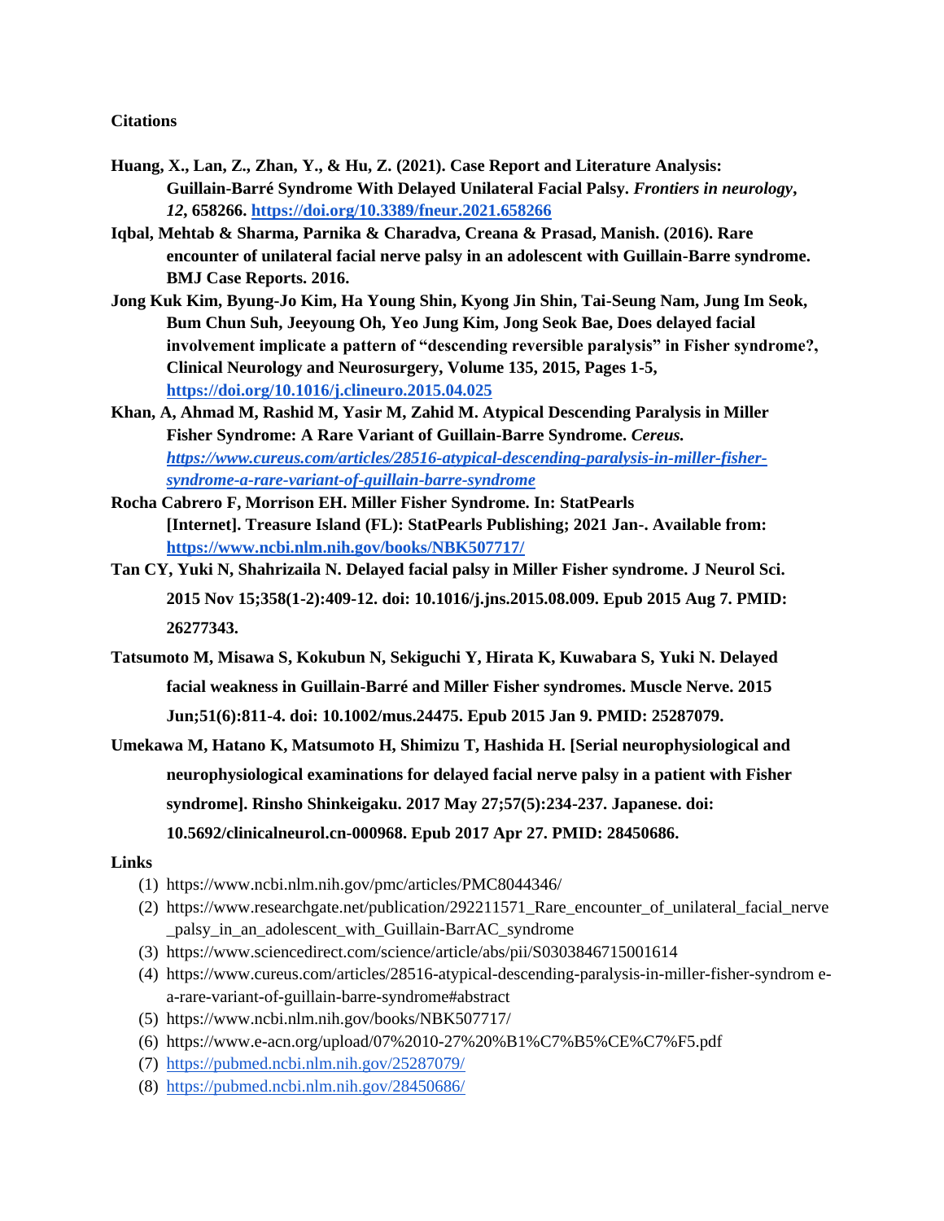**Citations**

**Huang, X., Lan, Z., Zhan, Y., & Hu, Z. (2021). Case Report and Literature Analysis: Guillain-Barré Syndrome With Delayed Unilateral Facial Palsy. *Frontiers in neurology*, *12*, 658266. https://doi.org/10.3389/fneur.2021.658266**

**Iqbal, Mehtab & Sharma, Parnika & Charadva, Creana & Prasad, Manish. (2016). Rare encounter of unilateral facial nerve palsy in an adolescent with Guillain-Barre syndrome. BMJ Case Reports. 2016.**

**Jong Kuk Kim, Byung-Jo Kim, Ha Young Shin, Kyong Jin Shin, Tai-Seung Nam, Jung Im Seok, Bum Chun Suh, Jeeyoung Oh, Yeo Jung Kim, Jong Seok Bae, Does delayed facial involvement implicate a pattern of "descending reversible paralysis" in Fisher syndrome?, Clinical Neurology and Neurosurgery, Volume 135, 2015, Pages 1-5, https://doi.org/10.1016/j.clineuro.2015.04.025**

**Khan, A, Ahmad M, Rashid M, Yasir M, Zahid M. Atypical Descending Paralysis in Miller Fisher Syndrome: A Rare Variant of Guillain-Barre Syndrome. *Cereus.* *https://www.cureus.com/articles/28516-atypical-descending-paralysis-in-miller-fisher-syndrome-a-rare-variant-of-guillain-barre-syndrome***

**Rocha Cabrero F, Morrison EH. Miller Fisher Syndrome. In: StatPearls [Internet]. Treasure Island (FL): StatPearls Publishing; 2021 Jan-. Available from: https://www.ncbi.nlm.nih.gov/books/NBK507717/**

**Tan CY, Yuki N, Shahrizaila N. Delayed facial palsy in Miller Fisher syndrome. J Neurol Sci. 2015 Nov 15;358(1-2):409-12. doi: 10.1016/j.jns.2015.08.009. Epub 2015 Aug 7. PMID: 26277343.**

**Tatsumoto M, Misawa S, Kokubun N, Sekiguchi Y, Hirata K, Kuwabara S, Yuki N. Delayed facial weakness in Guillain-Barré and Miller Fisher syndromes. Muscle Nerve. 2015 Jun;51(6):811-4. doi: 10.1002/mus.24475. Epub 2015 Jan 9. PMID: 25287079.**

**Umekawa M, Hatano K, Matsumoto H, Shimizu T, Hashida H. [Serial neurophysiological and neurophysiological examinations for delayed facial nerve palsy in a patient with Fisher syndrome]. Rinsho Shinkeigaku. 2017 May 27;57(5):234-237. Japanese. doi: 10.5692/clinicalneurol.cn-000968. Epub 2017 Apr 27. PMID: 28450686.**

**Links**

(1) https://www.ncbi.nlm.nih.gov/pmc/articles/PMC8044346/
(2) https://www.researchgate.net/publication/292211571_Rare_encounter_of_unilateral_facial_nerve_palsy_in_an_adolescent_with_Guillain-BarrAC_syndrome
(3) https://www.sciencedirect.com/science/article/abs/pii/S0303846715001614
(4) https://www.cureus.com/articles/28516-atypical-descending-paralysis-in-miller-fisher-syndrome-a-rare-variant-of-guillain-barre-syndrome#abstract
(5) https://www.ncbi.nlm.nih.gov/books/NBK507717/
(6) https://www.e-acn.org/upload/07%2010-27%20%B1%C7%B5%CE%C7%F5.pdf
(7) https://pubmed.ncbi.nlm.nih.gov/25287079/
(8) https://pubmed.ncbi.nlm.nih.gov/28450686/